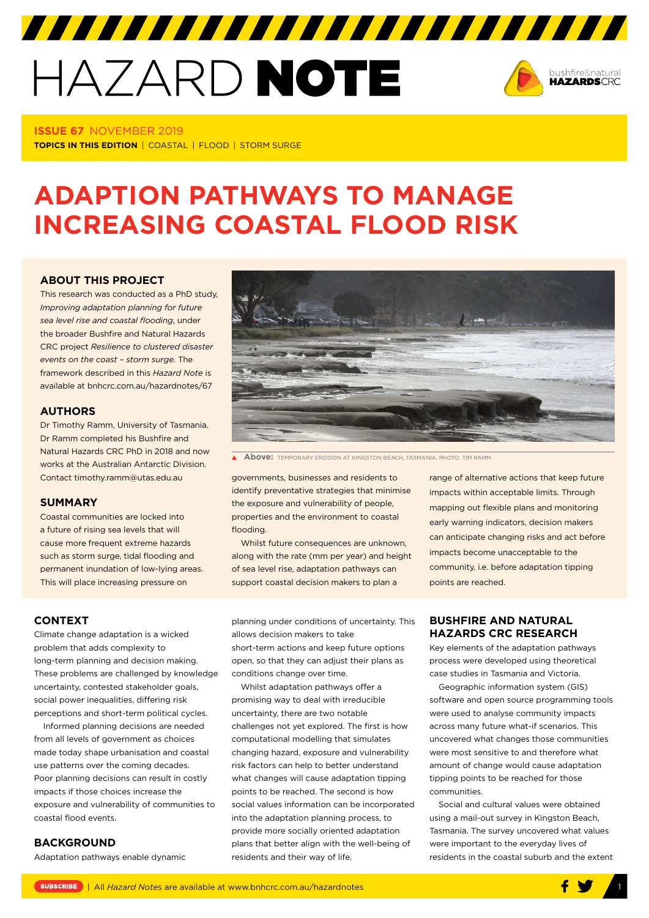# HAZARD NOTE

**ISSUE 67** NOVEMBER 2019

**TOPICS IN THIS EDITION** | COASTAL | FLOOD | STORM SURGE

# ADAPTION PATHWAYS TO MANAGE INCREASING COASTAL FLOOD RISK

## ABOUT THIS PROJECT

This research was conducted as a PhD study, *Improving adaptation planning for future sea level rise and coastal flooding*, under the broader Bushfire and Natural Hazards CRC project *Resilience to clustered disaster events on the coast – storm surge*. The framework described in this *Hazard Note* is available at bnhcrc.com.au/hazardnotes/67

## AUTHORS

Dr Timothy Ramm, University of Tasmania. Dr Ramm completed his Bushfire and Natural Hazards CRC PhD in 2018 and now works at the Australian Antarctic Division. Contact timothy.ramm@utas.edu.au

## SUMMARY

Coastal communities are locked into a future of rising sea levels that will cause more frequent extreme hazards such as storm surge, tidal flooding and permanent inundation of low-lying areas. This will place increasing pressure on governments, businesses and residents to identify preventative strategies that minimise the exposure and vulnerability of people, properties and the environment to coastal flooding.

Whilst future consequences are unknown, along with the rate (mm per year) and height of sea level rise, adaptation pathways can support coastal decision makers to plan a range of alternative actions that keep future impacts within acceptable limits. Through mapping out flexible plans and monitoring early warning indicators, decision makers can anticipate changing risks and act before impacts become unacceptable to the community, i.e. before adaptation tipping points are reached.

**Above:** TEMPORARY EROSION AT KINGSTON BEACH, TASMANIA. PHOTO: TIM RAMM

## CONTEXT

Climate change adaptation is a wicked problem that adds complexity to long-term planning and decision making. These problems are challenged by knowledge uncertainty, contested stakeholder goals, social power inequalities, differing risk perceptions and short-term political cycles.

Informed planning decisions are needed from all levels of government as choices made today shape urbanisation and coastal use patterns over the coming decades. Poor planning decisions can result in costly impacts if those choices increase the exposure and vulnerability of communities to coastal flood events.

## BACKGROUND

Adaptation pathways enable dynamic planning under conditions of uncertainty. This allows decision makers to take short-term actions and keep future options open, so that they can adjust their plans as conditions change over time.

Whilst adaptation pathways offer a promising way to deal with irreducible uncertainty, there are two notable challenges not yet explored. The first is how computational modelling that simulates changing hazard, exposure and vulnerability risk factors can help to better understand what changes will cause adaptation tipping points to be reached. The second is how social values information can be incorporated into the adaptation planning process, to provide more socially oriented adaptation plans that better align with the well-being of residents and their way of life.

## BUSHFIRE AND NATURAL HAZARDS CRC RESEARCH

Key elements of the adaptation pathways process were developed using theoretical case studies in Tasmania and Victoria.

Geographic information system (GIS) software and open source programming tools were used to analyse community impacts across many future what-if scenarios. This uncovered what changes those communities were most sensitive to and therefore what amount of change would cause adaptation tipping points to be reached for those communities.

Social and cultural values were obtained using a mail-out survey in Kingston Beach, Tasmania. The survey uncovered what values were important to the everyday lives of residents in the coastal suburb and the extent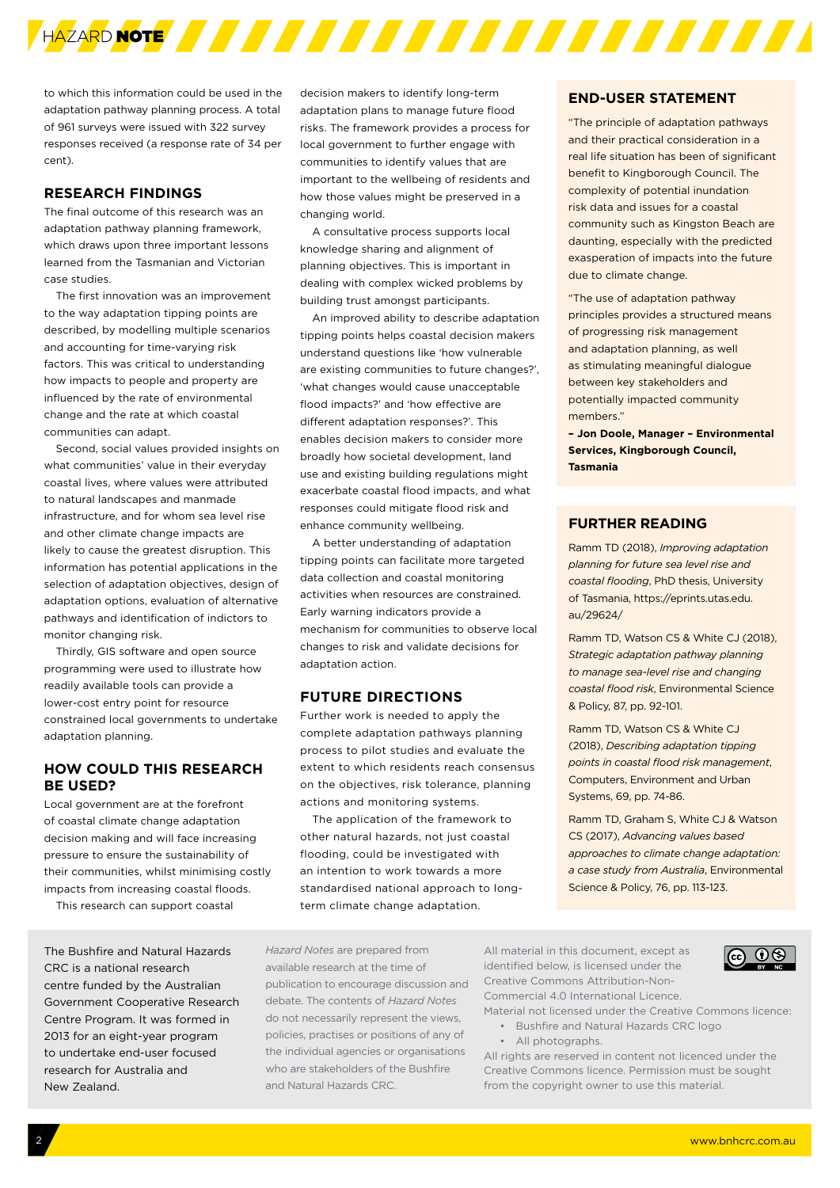to which this information could be used in the adaptation pathway planning process. A total of 961 surveys were issued with 322 survey responses received (a response rate of 34 per cent).

## RESEARCH FINDINGS

The final outcome of this research was an adaptation pathway planning framework, which draws upon three important lessons learned from the Tasmanian and Victorian case studies.

The first innovation was an improvement to the way adaptation tipping points are described, by modelling multiple scenarios and accounting for time-varying risk factors. This was critical to understanding how impacts to people and property are influenced by the rate of environmental change and the rate at which coastal communities can adapt.

Second, social values provided insights on what communities' value in their everyday coastal lives, where values were attributed to natural landscapes and manmade infrastructure, and for whom sea level rise and other climate change impacts are likely to cause the greatest disruption. This information has potential applications in the selection of adaptation objectives, design of adaptation options, evaluation of alternative pathways and identification of indictors to monitor changing risk.

Thirdly, GIS software and open source programming were used to illustrate how readily available tools can provide a lower-cost entry point for resource constrained local governments to undertake adaptation planning.

## HOW COULD THIS RESEARCH BE USED?

Local government are at the forefront of coastal climate change adaptation decision making and will face increasing pressure to ensure the sustainability of their communities, whilst minimising costly impacts from increasing coastal floods.

This research can support coastal decision makers to identify long-term adaptation plans to manage future flood risks. The framework provides a process for local government to further engage with communities to identify values that are important to the wellbeing of residents and how those values might be preserved in a changing world.

A consultative process supports local knowledge sharing and alignment of planning objectives. This is important in dealing with complex wicked problems by building trust amongst participants.

An improved ability to describe adaptation tipping points helps coastal decision makers understand questions like 'how vulnerable are existing communities to future changes?', 'what changes would cause unacceptable flood impacts?' and 'how effective are different adaptation responses?'. This enables decision makers to consider more broadly how societal development, land use and existing building regulations might exacerbate coastal flood impacts, and what responses could mitigate flood risk and enhance community wellbeing.

A better understanding of adaptation tipping points can facilitate more targeted data collection and coastal monitoring activities when resources are constrained. Early warning indicators provide a mechanism for communities to observe local changes to risk and validate decisions for adaptation action.

## FUTURE DIRECTIONS

Further work is needed to apply the complete adaptation pathways planning process to pilot studies and evaluate the extent to which residents reach consensus on the objectives, risk tolerance, planning actions and monitoring systems.

The application of the framework to other natural hazards, not just coastal flooding, could be investigated with an intention to work towards a more standardised national approach to long-term climate change adaptation.

## END-USER STATEMENT

"The principle of adaptation pathways and their practical consideration in a real life situation has been of significant benefit to Kingborough Council. The complexity of potential inundation risk data and issues for a coastal community such as Kingston Beach are daunting, especially with the predicted exasperation of impacts into the future due to climate change.

"The use of adaptation pathway principles provides a structured means of progressing risk management and adaptation planning, as well as stimulating meaningful dialogue between key stakeholders and potentially impacted community members."

**– Jon Doole, Manager – Environmental Services, Kingborough Council, Tasmania**

## FURTHER READING

Ramm TD (2018), *Improving adaptation planning for future sea level rise and coastal flooding*, PhD thesis, University of Tasmania, https://eprints.utas.edu.au/29624/

Ramm TD, Watson CS & White CJ (2018), *Strategic adaptation pathway planning to manage sea-level rise and changing coastal flood risk*, Environmental Science & Policy, 87, pp. 92-101.

Ramm TD, Watson CS & White CJ (2018), *Describing adaptation tipping points in coastal flood risk management*, Computers, Environment and Urban Systems, 69, pp. 74-86.

Ramm TD, Graham S, White CJ & Watson CS (2017), *Advancing values based approaches to climate change adaptation: a case study from Australia*, Environmental Science & Policy, 76, pp. 113-123.

The Bushfire and Natural Hazards CRC is a national research centre funded by the Australian Government Cooperative Research Centre Program. It was formed in 2013 for an eight-year program to undertake end-user focused research for Australia and New Zealand.

*Hazard Notes* are prepared from available research at the time of publication to encourage discussion and debate. The contents of *Hazard Notes* do not necessarily represent the views, policies, practises or positions of any of the individual agencies or organisations who are stakeholders of the Bushfire and Natural Hazards CRC.

All material in this document, except as identified below, is licensed under the Creative Commons Attribution-Non-Commercial 4.0 International Licence.

Material not licensed under the Creative Commons licence:

- Bushfire and Natural Hazards CRC logo
- All photographs.

All rights are reserved in content not licenced under the Creative Commons licence. Permission must be sought from the copyright owner to use this material.